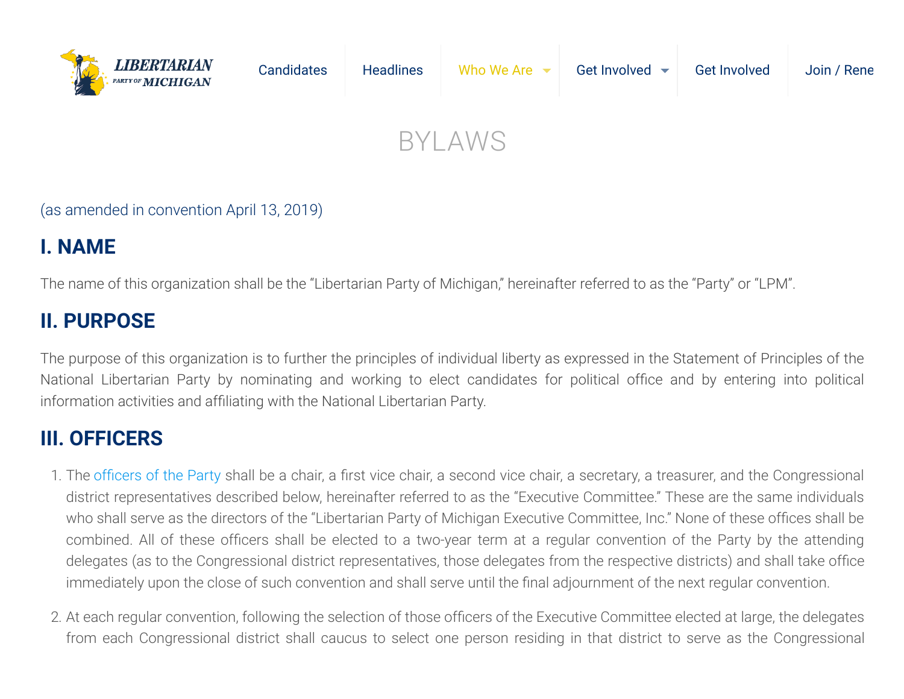# BYLAWS

(as amended in convention April 13, 2019)

## I. NAME

The name of this organization shall be the "Libertarian Party of Michigan," hereinafter referred to as the "Party" or "LPM".

## II. PURPOSE

The purpose of this organization is to further the principles of individual liberty as expressed in the Statement of Principles of the National Libertarian Party by nominating and working to elect candidates for political office and by entering into political information activities and affiliating with the National Libertarian Party.

## III. OFFICERS

1. The officers of the Party shall be a chair, a first vice chair, a second vice chair, a secretary, a treasurer, and the Congressional district representatives described below, hereinafter referred to as the "Executive Committee." These are the same individuals who shall serve as the directors of the "Libertarian Party of Michigan Executive Committee, Inc." None of these offices shall be combined. All of these officers shall be elected to a two-year term at a regular convention of the Party by the attending delegates (as to the Congressional district representatives, those delegates from the respective districts) and shall take office immediately upon the close of such convention and shall serve until the final adjournment of the next regular convention.
2. At each regular convention, following the selection of those officers of the Executive Committee elected at large, the delegates from each Congressional district shall caucus to select one person residing in that district to serve as the Congressional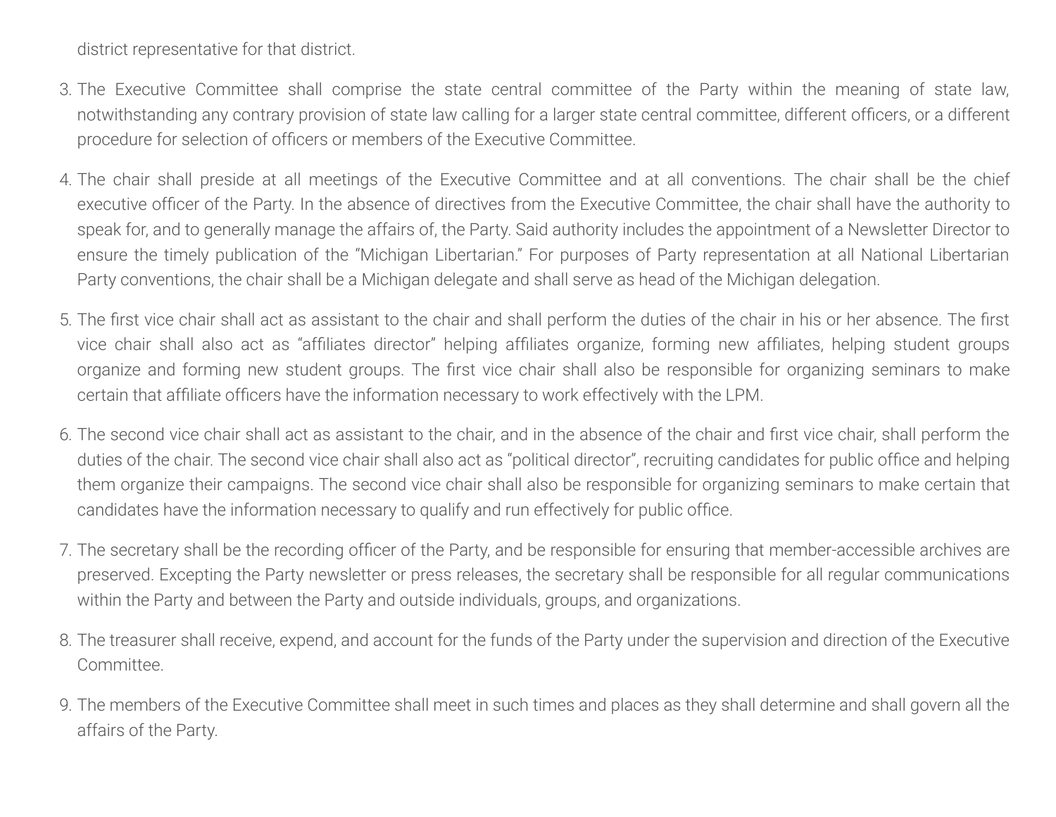district representative for that district.

3. The Executive Committee shall comprise the state central committee of the Party within the meaning of state law, notwithstanding any contrary provision of state law calling for a larger state central committee, different officers, or a different procedure for selection of officers or members of the Executive Committee.

4. The chair shall preside at all meetings of the Executive Committee and at all conventions. The chair shall be the chief executive officer of the Party. In the absence of directives from the Executive Committee, the chair shall have the authority to speak for, and to generally manage the affairs of, the Party. Said authority includes the appointment of a Newsletter Director to ensure the timely publication of the "Michigan Libertarian." For purposes of Party representation at all National Libertarian Party conventions, the chair shall be a Michigan delegate and shall serve as head of the Michigan delegation.

5. The first vice chair shall act as assistant to the chair and shall perform the duties of the chair in his or her absence. The first vice chair shall also act as "affiliates director" helping affiliates organize, forming new affiliates, helping student groups organize and forming new student groups. The first vice chair shall also be responsible for organizing seminars to make certain that affiliate officers have the information necessary to work effectively with the LPM.

6. The second vice chair shall act as assistant to the chair, and in the absence of the chair and first vice chair, shall perform the duties of the chair. The second vice chair shall also act as "political director", recruiting candidates for public office and helping them organize their campaigns. The second vice chair shall also be responsible for organizing seminars to make certain that candidates have the information necessary to qualify and run effectively for public office.

7. The secretary shall be the recording officer of the Party, and be responsible for ensuring that member-accessible archives are preserved. Excepting the Party newsletter or press releases, the secretary shall be responsible for all regular communications within the Party and between the Party and outside individuals, groups, and organizations.

8. The treasurer shall receive, expend, and account for the funds of the Party under the supervision and direction of the Executive Committee.

9. The members of the Executive Committee shall meet in such times and places as they shall determine and shall govern all the affairs of the Party.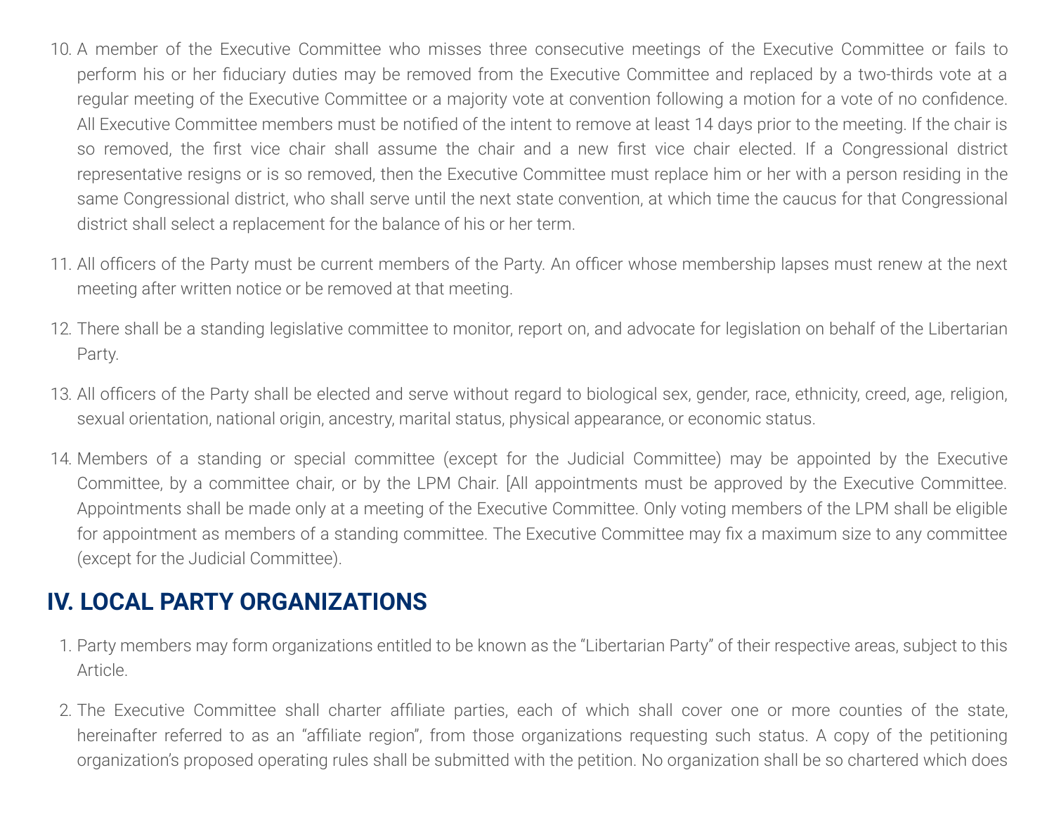10. A member of the Executive Committee who misses three consecutive meetings of the Executive Committee or fails to perform his or her fiduciary duties may be removed from the Executive Committee and replaced by a two-thirds vote at a regular meeting of the Executive Committee or a majority vote at convention following a motion for a vote of no confidence. All Executive Committee members must be notified of the intent to remove at least 14 days prior to the meeting. If the chair is so removed, the first vice chair shall assume the chair and a new first vice chair elected. If a Congressional district representative resigns or is so removed, then the Executive Committee must replace him or her with a person residing in the same Congressional district, who shall serve until the next state convention, at which time the caucus for that Congressional district shall select a replacement for the balance of his or her term.

11. All officers of the Party must be current members of the Party. An officer whose membership lapses must renew at the next meeting after written notice or be removed at that meeting.

12. There shall be a standing legislative committee to monitor, report on, and advocate for legislation on behalf of the Libertarian Party.

13. All officers of the Party shall be elected and serve without regard to biological sex, gender, race, ethnicity, creed, age, religion, sexual orientation, national origin, ancestry, marital status, physical appearance, or economic status.

14. Members of a standing or special committee (except for the Judicial Committee) may be appointed by the Executive Committee, by a committee chair, or by the LPM Chair. [All appointments must be approved by the Executive Committee. Appointments shall be made only at a meeting of the Executive Committee. Only voting members of the LPM shall be eligible for appointment as members of a standing committee. The Executive Committee may fix a maximum size to any committee (except for the Judicial Committee).

## IV. LOCAL PARTY ORGANIZATIONS

1. Party members may form organizations entitled to be known as the "Libertarian Party" of their respective areas, subject to this Article.

2. The Executive Committee shall charter affiliate parties, each of which shall cover one or more counties of the state, hereinafter referred to as an "affiliate region", from those organizations requesting such status. A copy of the petitioning organization's proposed operating rules shall be submitted with the petition. No organization shall be so chartered which does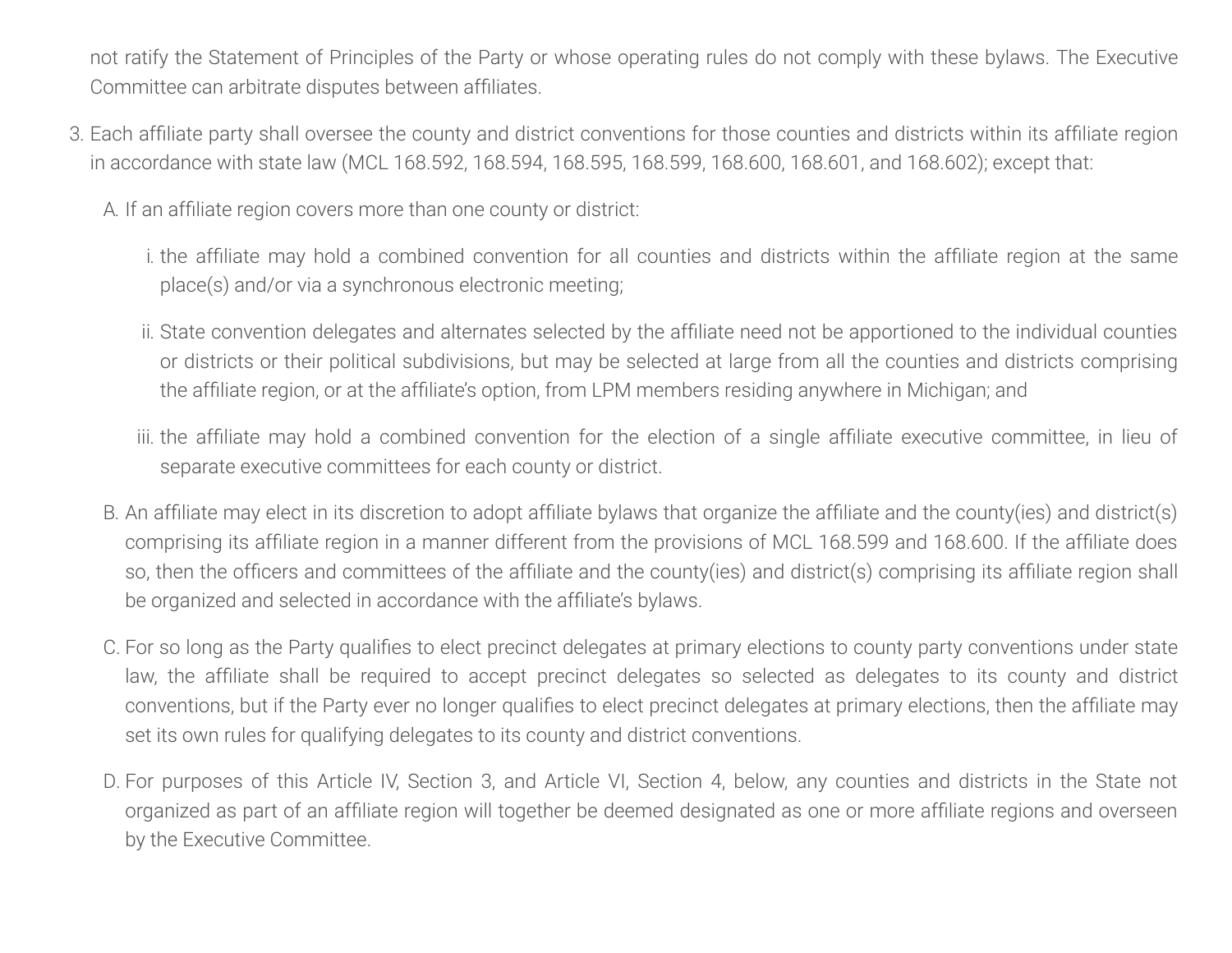not ratify the Statement of Principles of the Party or whose operating rules do not comply with these bylaws. The Executive Committee can arbitrate disputes between affiliates.

3. Each affiliate party shall oversee the county and district conventions for those counties and districts within its affiliate region in accordance with state law (MCL 168.592, 168.594, 168.595, 168.599, 168.600, 168.601, and 168.602); except that:

   A. If an affiliate region covers more than one county or district:

      i. the affiliate may hold a combined convention for all counties and districts within the affiliate region at the same place(s) and/or via a synchronous electronic meeting;

      ii. State convention delegates and alternates selected by the affiliate need not be apportioned to the individual counties or districts or their political subdivisions, but may be selected at large from all the counties and districts comprising the affiliate region, or at the affiliate's option, from LPM members residing anywhere in Michigan; and

      iii. the affiliate may hold a combined convention for the election of a single affiliate executive committee, in lieu of separate executive committees for each county or district.

   B. An affiliate may elect in its discretion to adopt affiliate bylaws that organize the affiliate and the county(ies) and district(s) comprising its affiliate region in a manner different from the provisions of MCL 168.599 and 168.600. If the affiliate does so, then the officers and committees of the affiliate and the county(ies) and district(s) comprising its affiliate region shall be organized and selected in accordance with the affiliate's bylaws.

   C. For so long as the Party qualifies to elect precinct delegates at primary elections to county party conventions under state law, the affiliate shall be required to accept precinct delegates so selected as delegates to its county and district conventions, but if the Party ever no longer qualifies to elect precinct delegates at primary elections, then the affiliate may set its own rules for qualifying delegates to its county and district conventions.

   D. For purposes of this Article IV, Section 3, and Article VI, Section 4, below, any counties and districts in the State not organized as part of an affiliate region will together be deemed designated as one or more affiliate regions and overseen by the Executive Committee.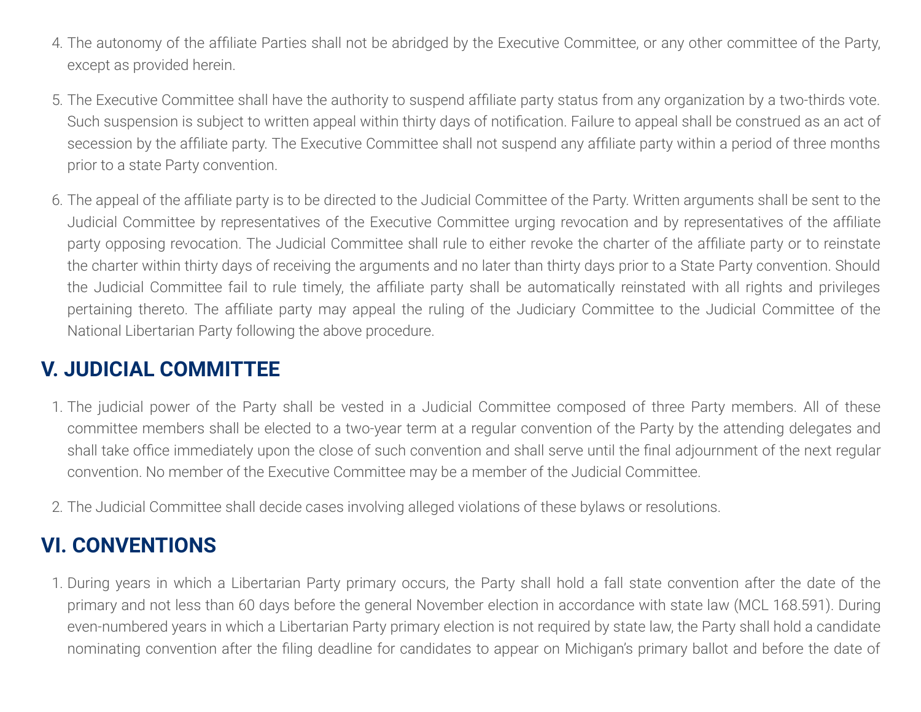4. The autonomy of the affiliate Parties shall not be abridged by the Executive Committee, or any other committee of the Party, except as provided herein.

5. The Executive Committee shall have the authority to suspend affiliate party status from any organization by a two-thirds vote. Such suspension is subject to written appeal within thirty days of notification. Failure to appeal shall be construed as an act of secession by the affiliate party. The Executive Committee shall not suspend any affiliate party within a period of three months prior to a state Party convention.

6. The appeal of the affiliate party is to be directed to the Judicial Committee of the Party. Written arguments shall be sent to the Judicial Committee by representatives of the Executive Committee urging revocation and by representatives of the affiliate party opposing revocation. The Judicial Committee shall rule to either revoke the charter of the affiliate party or to reinstate the charter within thirty days of receiving the arguments and no later than thirty days prior to a State Party convention. Should the Judicial Committee fail to rule timely, the affiliate party shall be automatically reinstated with all rights and privileges pertaining thereto. The affiliate party may appeal the ruling of the Judiciary Committee to the Judicial Committee of the National Libertarian Party following the above procedure.

## V. JUDICIAL COMMITTEE

1. The judicial power of the Party shall be vested in a Judicial Committee composed of three Party members. All of these committee members shall be elected to a two-year term at a regular convention of the Party by the attending delegates and shall take office immediately upon the close of such convention and shall serve until the final adjournment of the next regular convention. No member of the Executive Committee may be a member of the Judicial Committee.

2. The Judicial Committee shall decide cases involving alleged violations of these bylaws or resolutions.

## VI. CONVENTIONS

1. During years in which a Libertarian Party primary occurs, the Party shall hold a fall state convention after the date of the primary and not less than 60 days before the general November election in accordance with state law (MCL 168.591). During even-numbered years in which a Libertarian Party primary election is not required by state law, the Party shall hold a candidate nominating convention after the filing deadline for candidates to appear on Michigan's primary ballot and before the date of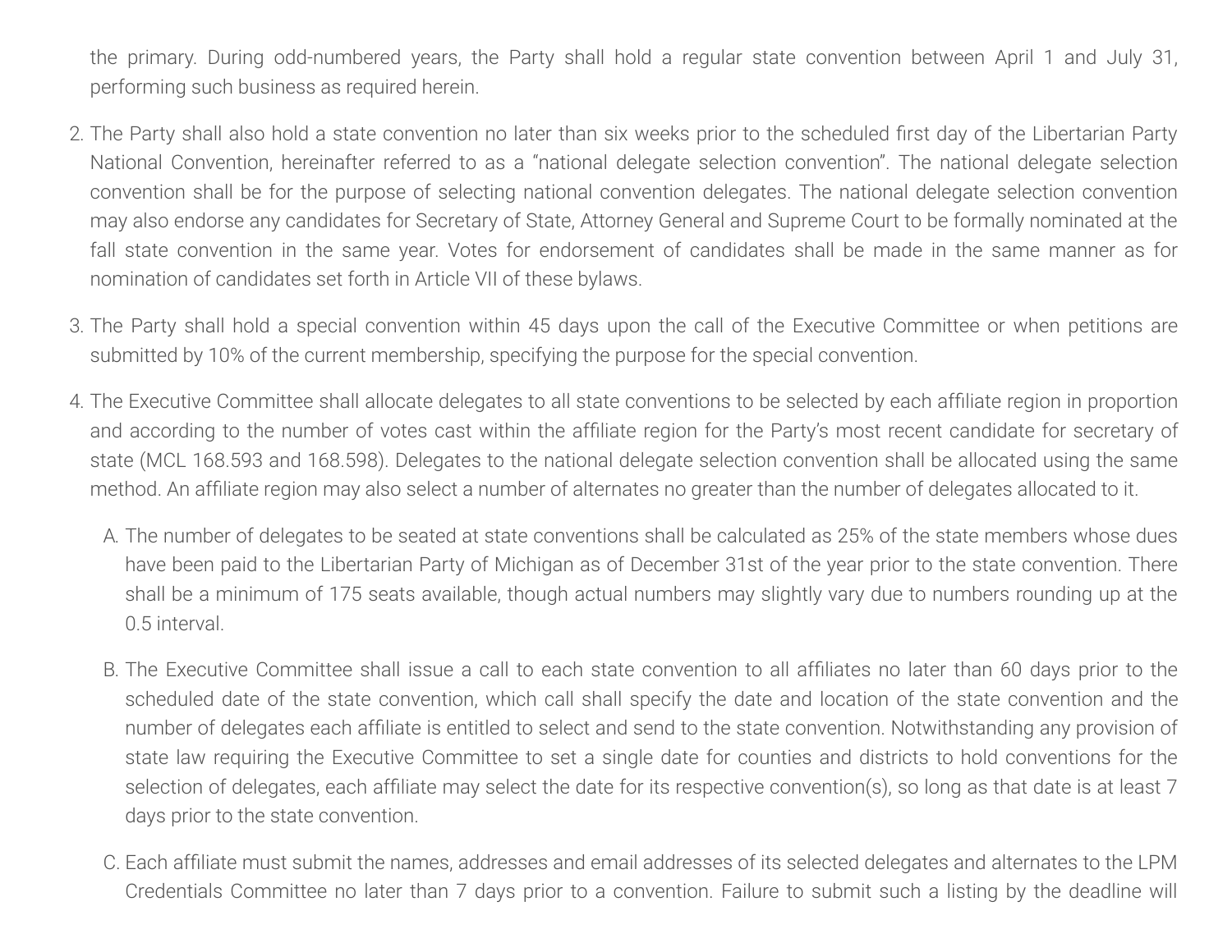the primary. During odd-numbered years, the Party shall hold a regular state convention between April 1 and July 31, performing such business as required herein.

2. The Party shall also hold a state convention no later than six weeks prior to the scheduled first day of the Libertarian Party National Convention, hereinafter referred to as a “national delegate selection convention”. The national delegate selection convention shall be for the purpose of selecting national convention delegates. The national delegate selection convention may also endorse any candidates for Secretary of State, Attorney General and Supreme Court to be formally nominated at the fall state convention in the same year. Votes for endorsement of candidates shall be made in the same manner as for nomination of candidates set forth in Article VII of these bylaws.

3. The Party shall hold a special convention within 45 days upon the call of the Executive Committee or when petitions are submitted by 10% of the current membership, specifying the purpose for the special convention.

4. The Executive Committee shall allocate delegates to all state conventions to be selected by each affiliate region in proportion and according to the number of votes cast within the affiliate region for the Party’s most recent candidate for secretary of state (MCL 168.593 and 168.598). Delegates to the national delegate selection convention shall be allocated using the same method. An affiliate region may also select a number of alternates no greater than the number of delegates allocated to it.

   A. The number of delegates to be seated at state conventions shall be calculated as 25% of the state members whose dues have been paid to the Libertarian Party of Michigan as of December 31st of the year prior to the state convention. There shall be a minimum of 175 seats available, though actual numbers may slightly vary due to numbers rounding up at the 0.5 interval.

   B. The Executive Committee shall issue a call to each state convention to all affiliates no later than 60 days prior to the scheduled date of the state convention, which call shall specify the date and location of the state convention and the number of delegates each affiliate is entitled to select and send to the state convention. Notwithstanding any provision of state law requiring the Executive Committee to set a single date for counties and districts to hold conventions for the selection of delegates, each affiliate may select the date for its respective convention(s), so long as that date is at least 7 days prior to the state convention.

   C. Each affiliate must submit the names, addresses and email addresses of its selected delegates and alternates to the LPM Credentials Committee no later than 7 days prior to a convention. Failure to submit such a listing by the deadline will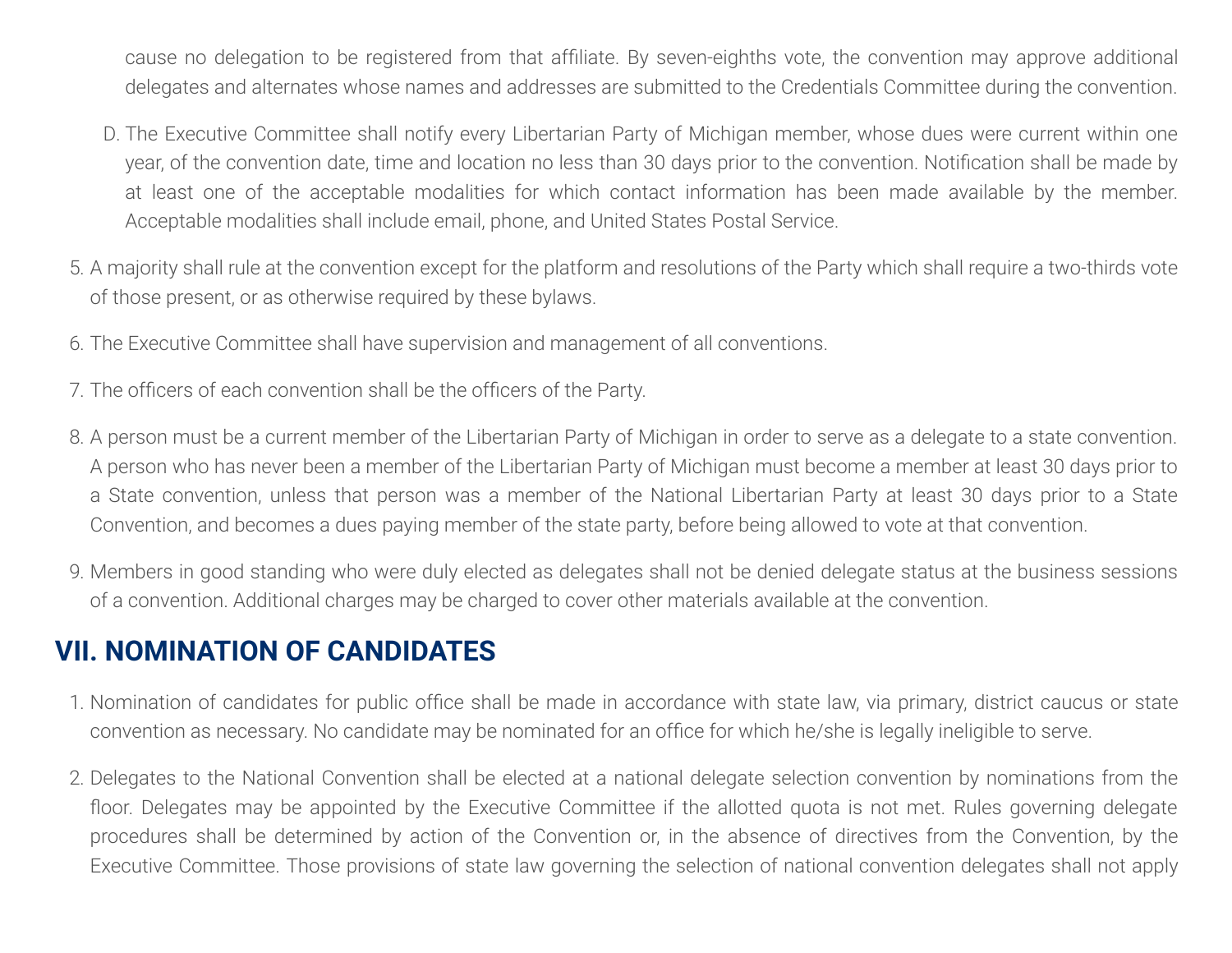cause no delegation to be registered from that affiliate. By seven-eighths vote, the convention may approve additional delegates and alternates whose names and addresses are submitted to the Credentials Committee during the convention.

D. The Executive Committee shall notify every Libertarian Party of Michigan member, whose dues were current within one year, of the convention date, time and location no less than 30 days prior to the convention. Notification shall be made by at least one of the acceptable modalities for which contact information has been made available by the member. Acceptable modalities shall include email, phone, and United States Postal Service.

5. A majority shall rule at the convention except for the platform and resolutions of the Party which shall require a two-thirds vote of those present, or as otherwise required by these bylaws.

6. The Executive Committee shall have supervision and management of all conventions.

7. The officers of each convention shall be the officers of the Party.

8. A person must be a current member of the Libertarian Party of Michigan in order to serve as a delegate to a state convention. A person who has never been a member of the Libertarian Party of Michigan must become a member at least 30 days prior to a State convention, unless that person was a member of the National Libertarian Party at least 30 days prior to a State Convention, and becomes a dues paying member of the state party, before being allowed to vote at that convention.

9. Members in good standing who were duly elected as delegates shall not be denied delegate status at the business sessions of a convention. Additional charges may be charged to cover other materials available at the convention.

## VII. NOMINATION OF CANDIDATES

1. Nomination of candidates for public office shall be made in accordance with state law, via primary, district caucus or state convention as necessary. No candidate may be nominated for an office for which he/she is legally ineligible to serve.

2. Delegates to the National Convention shall be elected at a national delegate selection convention by nominations from the floor. Delegates may be appointed by the Executive Committee if the allotted quota is not met. Rules governing delegate procedures shall be determined by action of the Convention or, in the absence of directives from the Convention, by the Executive Committee. Those provisions of state law governing the selection of national convention delegates shall not apply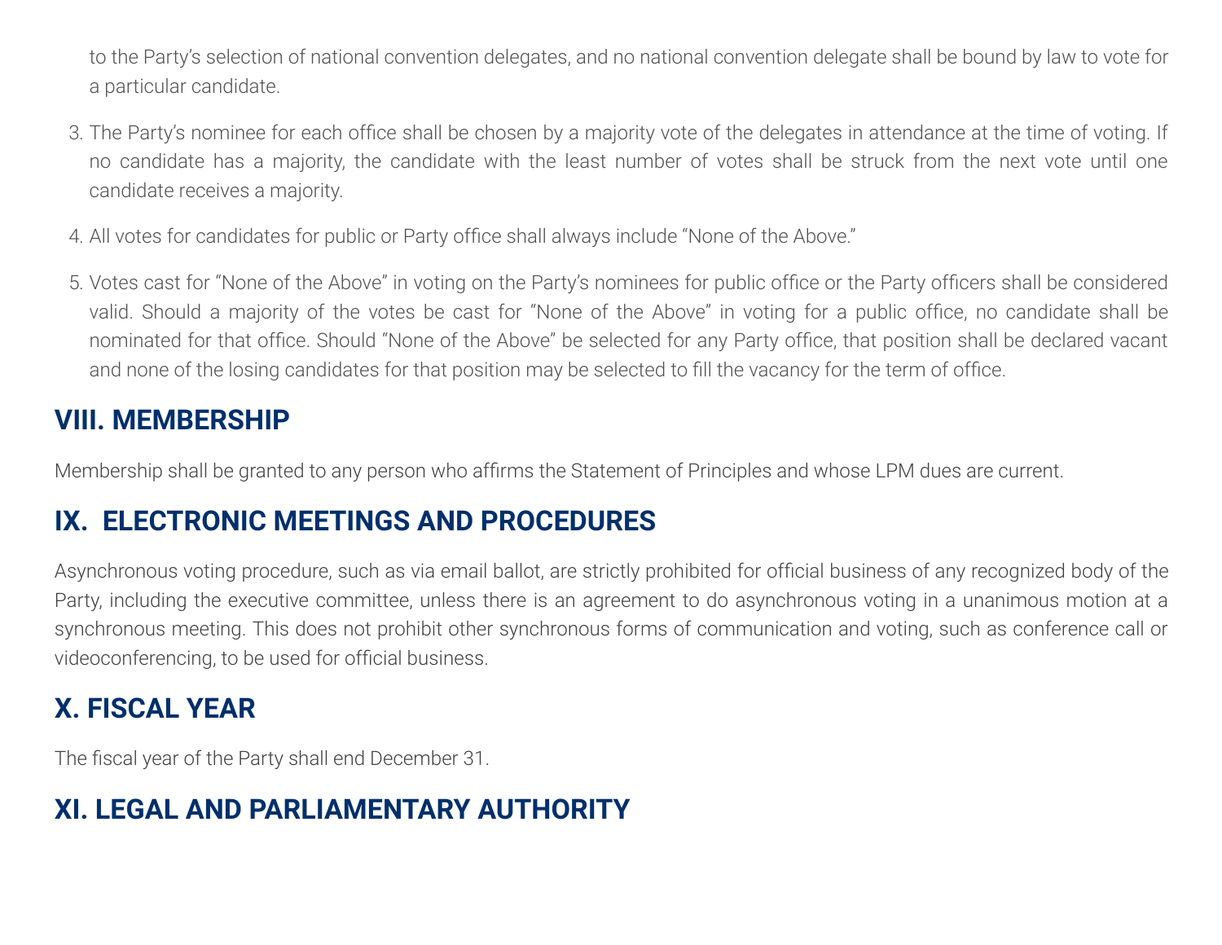to the Party's selection of national convention delegates, and no national convention delegate shall be bound by law to vote for a particular candidate.

3. The Party's nominee for each office shall be chosen by a majority vote of the delegates in attendance at the time of voting. If no candidate has a majority, the candidate with the least number of votes shall be struck from the next vote until one candidate receives a majority.

4. All votes for candidates for public or Party office shall always include "None of the Above."

5. Votes cast for "None of the Above" in voting on the Party's nominees for public office or the Party officers shall be considered valid. Should a majority of the votes be cast for "None of the Above" in voting for a public office, no candidate shall be nominated for that office. Should "None of the Above" be selected for any Party office, that position shall be declared vacant and none of the losing candidates for that position may be selected to fill the vacancy for the term of office.

## VIII. MEMBERSHIP

Membership shall be granted to any person who affirms the Statement of Principles and whose LPM dues are current.

## IX. ELECTRONIC MEETINGS AND PROCEDURES

Asynchronous voting procedure, such as via email ballot, are strictly prohibited for official business of any recognized body of the Party, including the executive committee, unless there is an agreement to do asynchronous voting in a unanimous motion at a synchronous meeting. This does not prohibit other synchronous forms of communication and voting, such as conference call or videoconferencing, to be used for official business.

## X. FISCAL YEAR

The fiscal year of the Party shall end December 31.

## XI. LEGAL AND PARLIAMENTARY AUTHORITY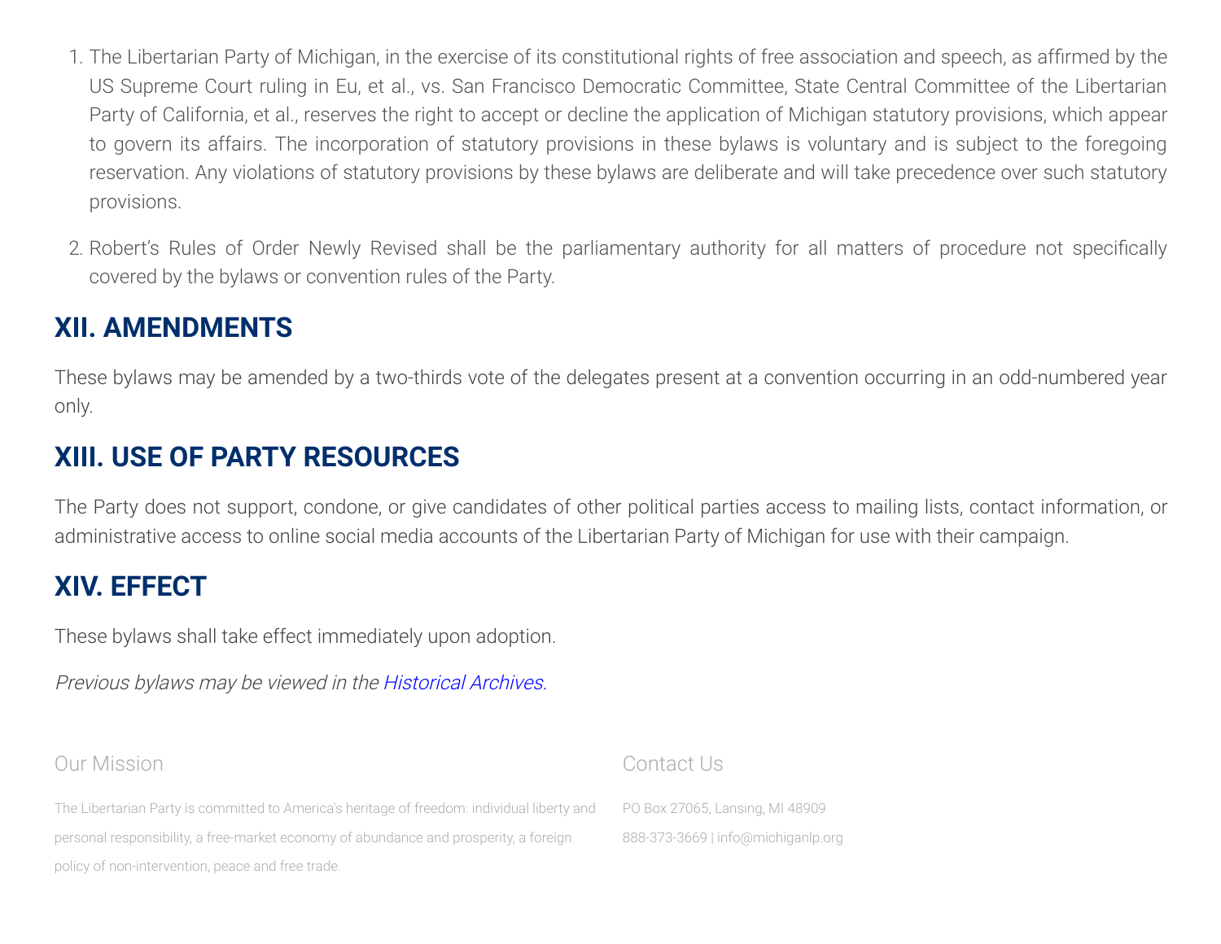1. The Libertarian Party of Michigan, in the exercise of its constitutional rights of free association and speech, as affirmed by the US Supreme Court ruling in Eu, et al., vs. San Francisco Democratic Committee, State Central Committee of the Libertarian Party of California, et al., reserves the right to accept or decline the application of Michigan statutory provisions, which appear to govern its affairs. The incorporation of statutory provisions in these bylaws is voluntary and is subject to the foregoing reservation. Any violations of statutory provisions by these bylaws are deliberate and will take precedence over such statutory provisions.
2. Robert's Rules of Order Newly Revised shall be the parliamentary authority for all matters of procedure not specifically covered by the bylaws or convention rules of the Party.

## XII. AMENDMENTS

These bylaws may be amended by a two-thirds vote of the delegates present at a convention occurring in an odd-numbered year only.

## XIII. USE OF PARTY RESOURCES

The Party does not support, condone, or give candidates of other political parties access to mailing lists, contact information, or administrative access to online social media accounts of the Libertarian Party of Michigan for use with their campaign.

## XIV. EFFECT

These bylaws shall take effect immediately upon adoption.

*Previous bylaws may be viewed in the Historical Archives.*

Our Mission

The Libertarian Party is committed to America's heritage of freedom: individual liberty and personal responsibility, a free-market economy of abundance and prosperity, a foreign policy of non-intervention, peace and free trade.

Contact Us

PO Box 27065, Lansing, MI 48909

888-373-3669 | info@michiganlp.org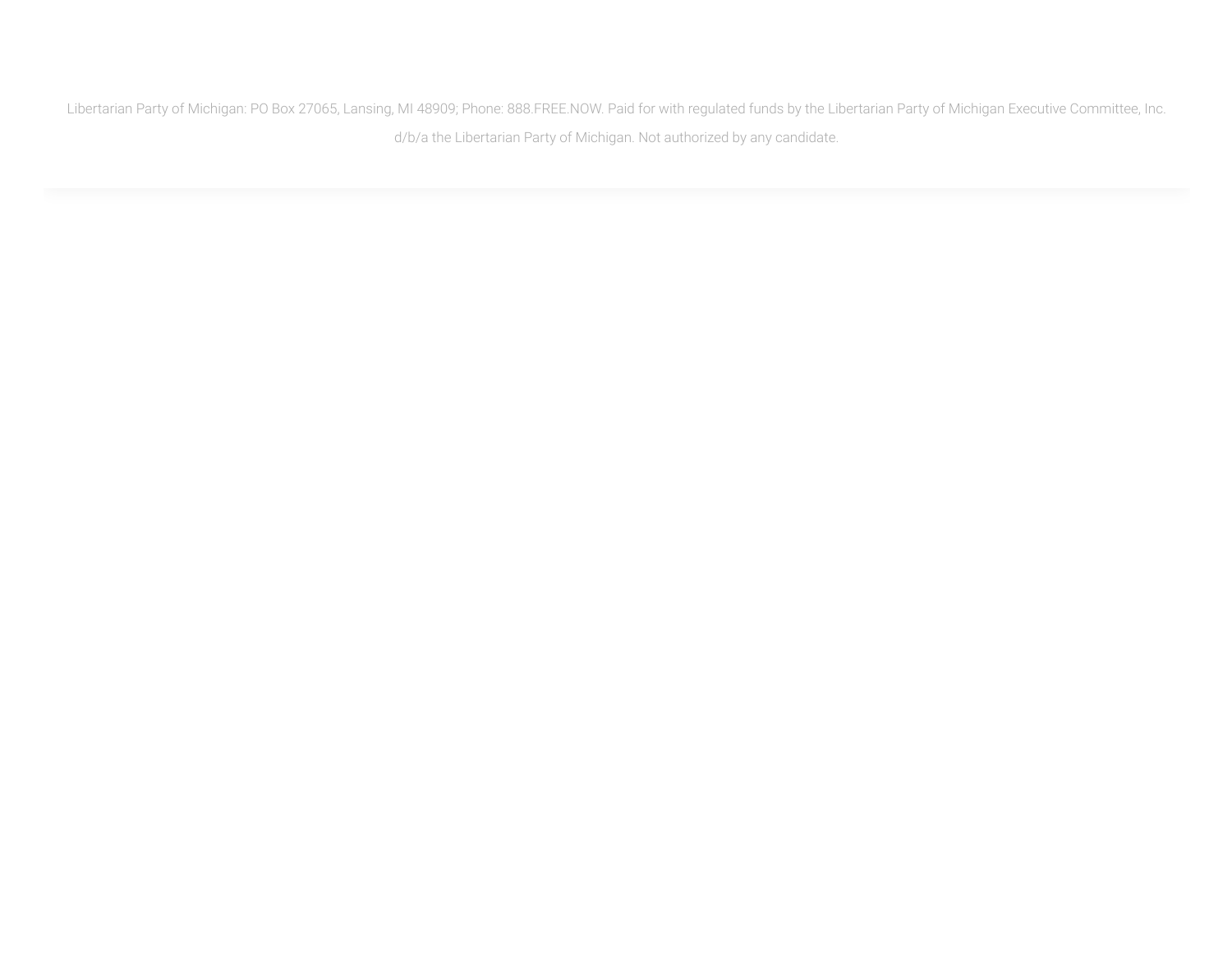Libertarian Party of Michigan: PO Box 27065, Lansing, MI 48909; Phone: 888.FREE.NOW. Paid for with regulated funds by the Libertarian Party of Michigan Executive Committee, Inc. d/b/a the Libertarian Party of Michigan. Not authorized by any candidate.